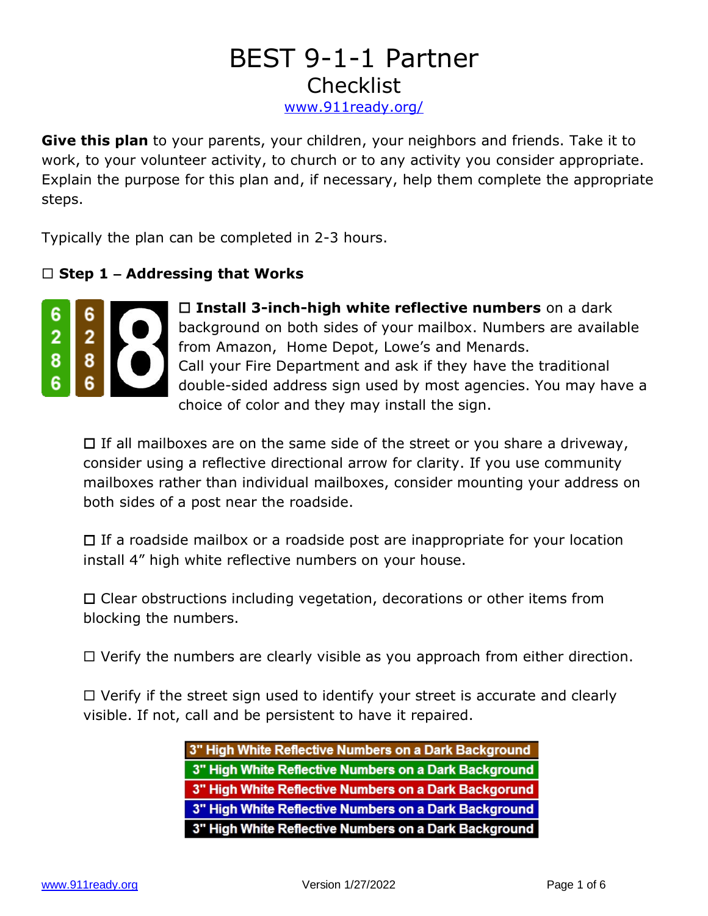# BEST 9-1-1 Partner

## Checklist

www.911ready.org/

**Give this plan** to your parents, your children, your neighbors and friends. Take it to work, to your volunteer activity, to church or to any activity you consider appropriate. Explain the purpose for this plan and, if necessary, help them complete the appropriate steps.

Typically the plan can be completed in 2-3 hours.

### ☐ Step 1 – Addressing that Works

☐ **Install 3-inch-high white reflective numbers** on a dark background on both sides of your mailbox. Numbers are available from Amazon, Home Depot, Lowe's and Menards. Call your Fire Department and ask if they have the traditional double-sided address sign used by most agencies. You may have a choice of color and they may install the sign.

- ☐ If all mailboxes are on the same side of the street or you share a driveway, consider using a reflective directional arrow for clarity. If you use community mailboxes rather than individual mailboxes, consider mounting your address on both sides of a post near the roadside.
- ☐ If a roadside mailbox or a roadside post are inappropriate for your location install 4" high white reflective numbers on your house.
- ☐ Clear obstructions including vegetation, decorations or other items from blocking the numbers.
- ☐ Verify the numbers are clearly visible as you approach from either direction.
- ☐ Verify if the street sign used to identify your street is accurate and clearly visible. If not, call and be persistent to have it repaired.

3" High White Reflective Numbers on a Dark Background

3" High White Reflective Numbers on a Dark Background

3" High White Reflective Numbers on a Dark Backgorund

3" High White Reflective Numbers on a Dark Background

3" High White Reflective Numbers on a Dark Background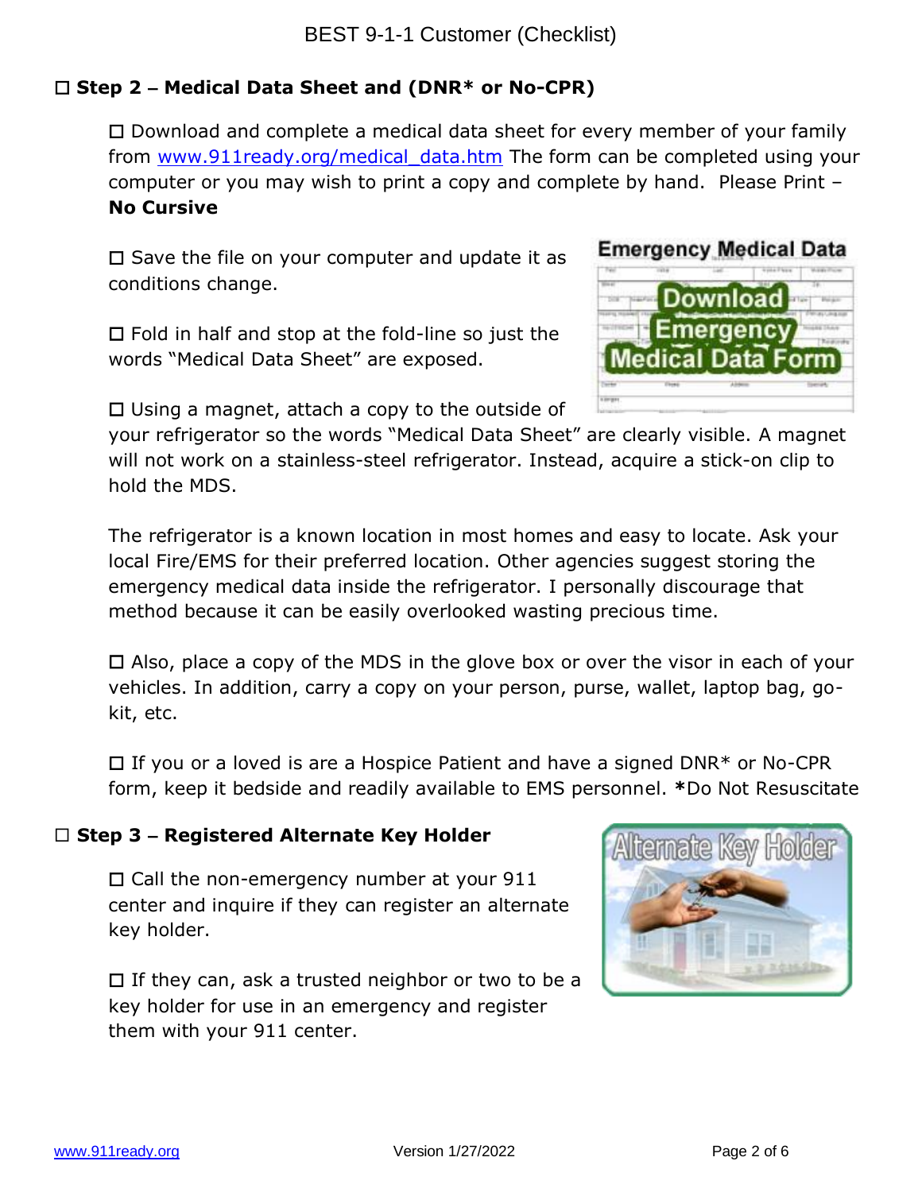## ☐ Step 2 – Medical Data Sheet and (DNR* or No-CPR)

☐ Download and complete a medical data sheet for every member of your family from [www.911ready.org/medical_data.htm](www.911ready.org/medical_data.htm) The form can be completed using your computer or you may wish to print a copy and complete by hand. Please Print – **No Cursive**

☐ Save the file on your computer and update it as conditions change.

☐ Fold in half and stop at the fold-line so just the words "Medical Data Sheet" are exposed.

☐ Using a magnet, attach a copy to the outside of your refrigerator so the words "Medical Data Sheet" are clearly visible. A magnet will not work on a stainless-steel refrigerator. Instead, acquire a stick-on clip to hold the MDS.

The refrigerator is a known location in most homes and easy to locate. Ask your local Fire/EMS for their preferred location. Other agencies suggest storing the emergency medical data inside the refrigerator. I personally discourage that method because it can be easily overlooked wasting precious time.

☐ Also, place a copy of the MDS in the glove box or over the visor in each of your vehicles. In addition, carry a copy on your person, purse, wallet, laptop bag, go-kit, etc.

☐ If you or a loved is are a Hospice Patient and have a signed DNR* or No-CPR form, keep it bedside and readily available to EMS personnel. ***Do Not Resuscitate**

## ☐ Step 3 – Registered Alternate Key Holder

☐ Call the non-emergency number at your 911 center and inquire if they can register an alternate key holder.

☐ If they can, ask a trusted neighbor or two to be a key holder for use in an emergency and register them with your 911 center.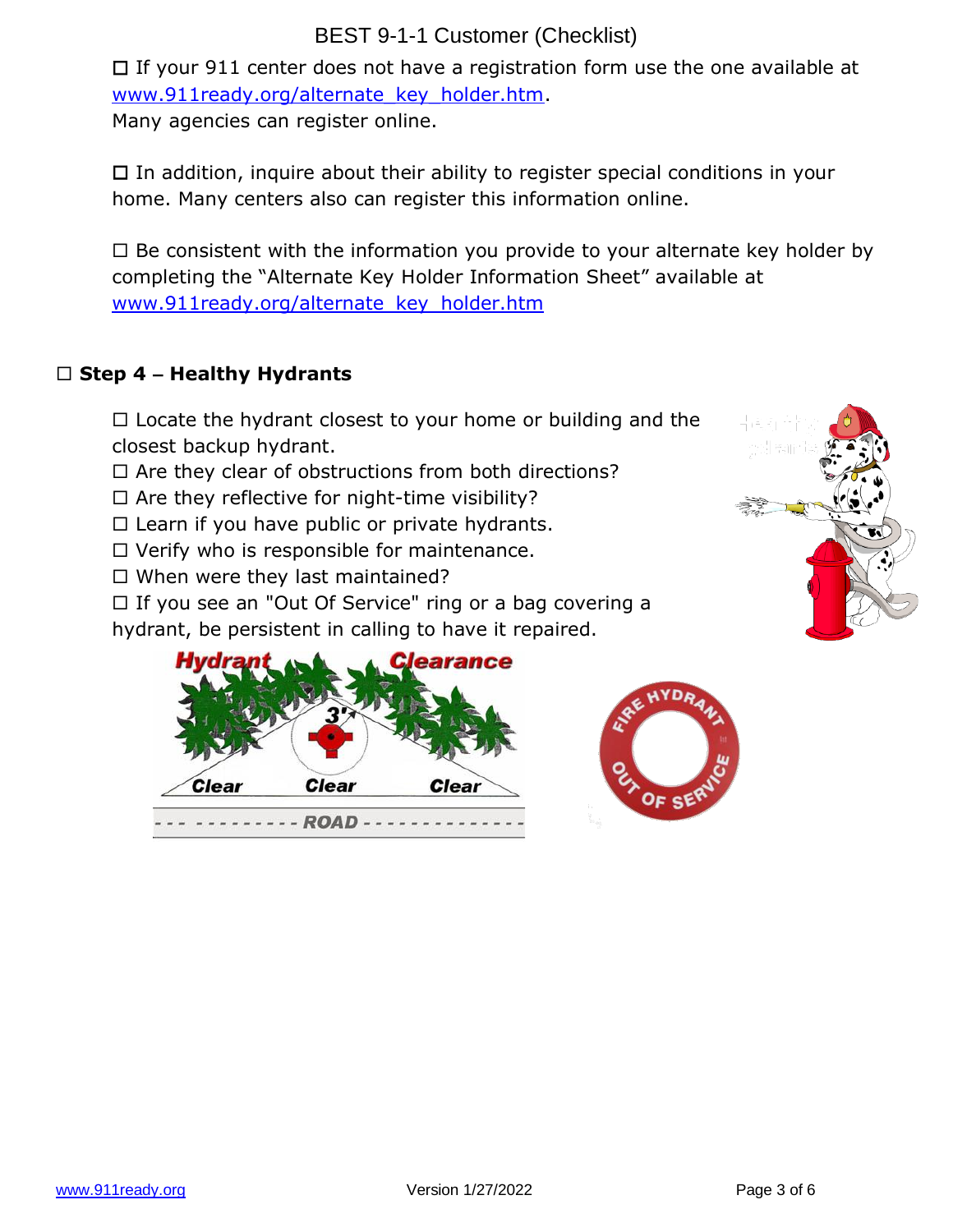- ☐ If your 911 center does not have a registration form use the one available at [www.911ready.org/alternate_key_holder.htm](http://www.911ready.org/alternate_key_holder.htm). Many agencies can register online.

- ☐ In addition, inquire about their ability to register special conditions in your home. Many centers also can register this information online.

- ☐ Be consistent with the information you provide to your alternate key holder by completing the "Alternate Key Holder Information Sheet" available at [www.911ready.org/alternate_key_holder.htm](http://www.911ready.org/alternate_key_holder.htm)

## ☐ Step 4 – Healthy Hydrants

- ☐ Locate the hydrant closest to your home or building and the closest backup hydrant.
- ☐ Are they clear of obstructions from both directions?
- ☐ Are they reflective for night-time visibility?
- ☐ Learn if you have public or private hydrants.
- ☐ Verify who is responsible for maintenance.
- ☐ When were they last maintained?
- ☐ If you see an "Out Of Service" ring or a bag covering a hydrant, be persistent in calling to have it repaired.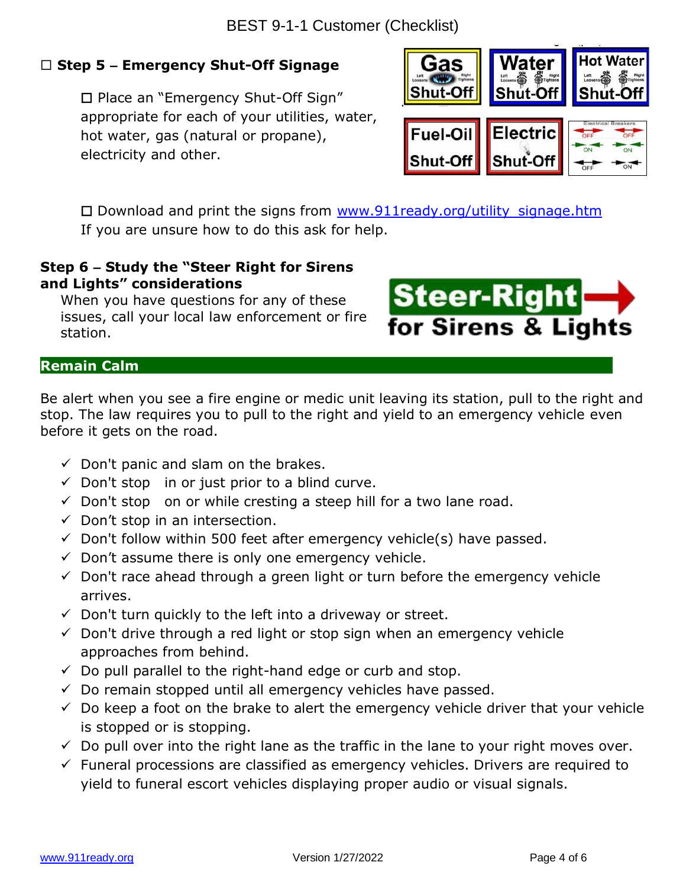## ☐ Step 5 – Emergency Shut-Off Signage

☐ Place an "Emergency Shut-Off Sign" appropriate for each of your utilities, water, hot water, gas (natural or propane), electricity and other.

☐ Download and print the signs from [www.911ready.org/utility_signage.htm](www.911ready.org/utility_signage.htm)
If you are unsure how to do this ask for help.

## Step 6 – Study the "Steer Right for Sirens and Lights" considerations

When you have questions for any of these issues, call your local law enforcement or fire station.

### Remain Calm

Be alert when you see a fire engine or medic unit leaving its station, pull to the right and stop. The law requires you to pull to the right and yield to an emergency vehicle even before it gets on the road.

- ✓ Don't panic and slam on the brakes.
- ✓ Don't stop in or just prior to a blind curve.
- ✓ Don't stop on or while cresting a steep hill for a two lane road.
- ✓ Don't stop in an intersection.
- ✓ Don't follow within 500 feet after emergency vehicle(s) have passed.
- ✓ Don't assume there is only one emergency vehicle.
- ✓ Don't race ahead through a green light or turn before the emergency vehicle arrives.
- ✓ Don't turn quickly to the left into a driveway or street.
- ✓ Don't drive through a red light or stop sign when an emergency vehicle approaches from behind.
- ✓ Do pull parallel to the right-hand edge or curb and stop.
- ✓ Do remain stopped until all emergency vehicles have passed.
- ✓ Do keep a foot on the brake to alert the emergency vehicle driver that your vehicle is stopped or is stopping.
- ✓ Do pull over into the right lane as the traffic in the lane to your right moves over.
- ✓ Funeral processions are classified as emergency vehicles. Drivers are required to yield to funeral escort vehicles displaying proper audio or visual signals.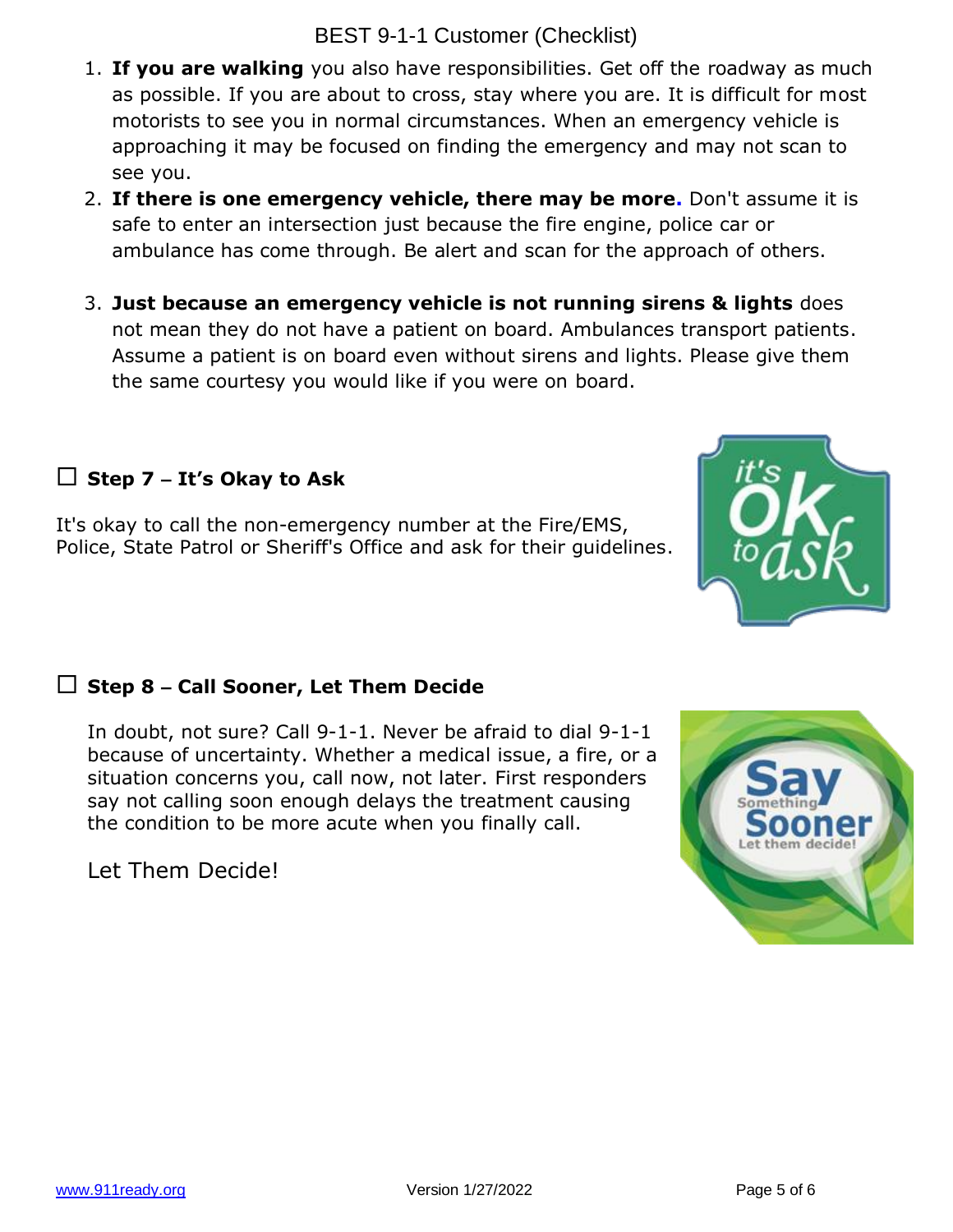1. **If you are walking** you also have responsibilities. Get off the roadway as much as possible. If you are about to cross, stay where you are. It is difficult for most motorists to see you in normal circumstances. When an emergency vehicle is approaching it may be focused on finding the emergency and may not scan to see you.
2. **If there is one emergency vehicle, there may be more.** Don't assume it is safe to enter an intersection just because the fire engine, police car or ambulance has come through. Be alert and scan for the approach of others.
3. **Just because an emergency vehicle is not running sirens & lights** does not mean they do not have a patient on board. Ambulances transport patients. Assume a patient is on board even without sirens and lights. Please give them the same courtesy you would like if you were on board.

### ☐ Step 7 – It's Okay to Ask

It's okay to call the non-emergency number at the Fire/EMS, Police, State Patrol or Sheriff's Office and ask for their guidelines.

### ☐ Step 8 – Call Sooner, Let Them Decide

In doubt, not sure? Call 9-1-1. Never be afraid to dial 9-1-1 because of uncertainty. Whether a medical issue, a fire, or a situation concerns you, call now, not later. First responders say not calling soon enough delays the treatment causing the condition to be more acute when you finally call.

Let Them Decide!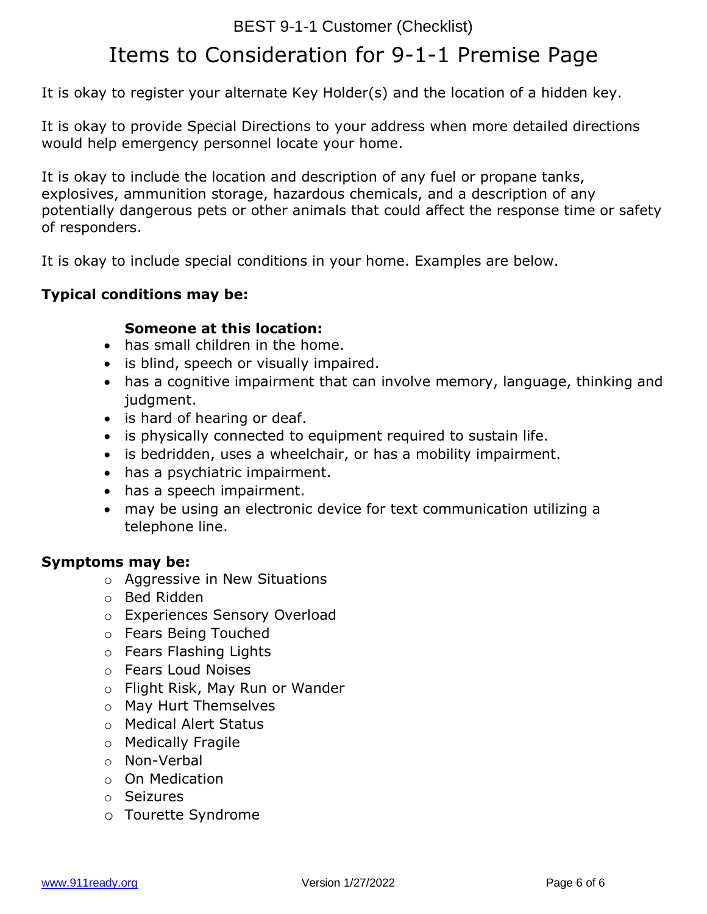# Items to Consideration for 9-1-1 Premise Page

It is okay to register your alternate Key Holder(s) and the location of a hidden key.

It is okay to provide Special Directions to your address when more detailed directions would help emergency personnel locate your home.

It is okay to include the location and description of any fuel or propane tanks, explosives, ammunition storage, hazardous chemicals, and a description of any potentially dangerous pets or other animals that could affect the response time or safety of responders.

It is okay to include special conditions in your home. Examples are below.

**Typical conditions may be:**

**Someone at this location:**

- has small children in the home.
- is blind, speech or visually impaired.
- has a cognitive impairment that can involve memory, language, thinking and judgment.
- is hard of hearing or deaf.
- is physically connected to equipment required to sustain life.
- is bedridden, uses a wheelchair, or has a mobility impairment.
- has a psychiatric impairment.
- has a speech impairment.
- may be using an electronic device for text communication utilizing a telephone line.

**Symptoms may be:**

- Aggressive in New Situations
- Bed Ridden
- Experiences Sensory Overload
- Fears Being Touched
- Fears Flashing Lights
- Fears Loud Noises
- Flight Risk, May Run or Wander
- May Hurt Themselves
- Medical Alert Status
- Medically Fragile
- Non-Verbal
- On Medication
- Seizures
- Tourette Syndrome